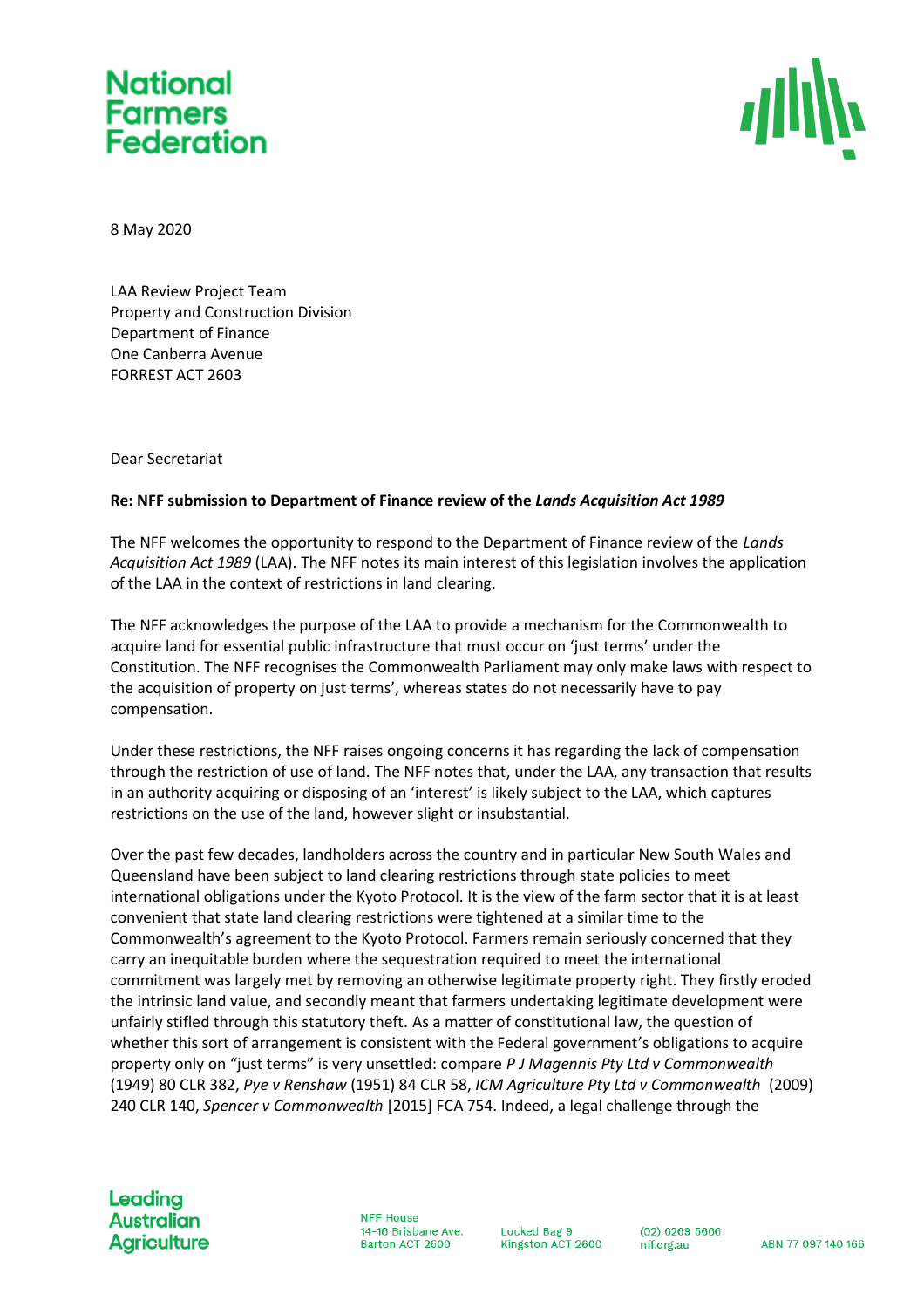**National Farmers Federation**

8 May 2020

LAA Review Project Team
Property and Construction Division
Department of Finance
One Canberra Avenue
FORREST ACT 2603

Dear Secretariat

**Re: NFF submission to Department of Finance review of the *Lands Acquisition Act 1989***

The NFF welcomes the opportunity to respond to the Department of Finance review of the *Lands Acquisition Act 1989* (LAA). The NFF notes its main interest of this legislation involves the application of the LAA in the context of restrictions in land clearing.

The NFF acknowledges the purpose of the LAA to provide a mechanism for the Commonwealth to acquire land for essential public infrastructure that must occur on 'just terms' under the Constitution. The NFF recognises the Commonwealth Parliament may only make laws with respect to the acquisition of property on just terms', whereas states do not necessarily have to pay compensation.

Under these restrictions, the NFF raises ongoing concerns it has regarding the lack of compensation through the restriction of use of land. The NFF notes that, under the LAA, any transaction that results in an authority acquiring or disposing of an 'interest' is likely subject to the LAA, which captures restrictions on the use of the land, however slight or insubstantial.

Over the past few decades, landholders across the country and in particular New South Wales and Queensland have been subject to land clearing restrictions through state policies to meet international obligations under the Kyoto Protocol. It is the view of the farm sector that it is at least convenient that state land clearing restrictions were tightened at a similar time to the Commonwealth's agreement to the Kyoto Protocol. Farmers remain seriously concerned that they carry an inequitable burden where the sequestration required to meet the international commitment was largely met by removing an otherwise legitimate property right. They firstly eroded the intrinsic land value, and secondly meant that farmers undertaking legitimate development were unfairly stifled through this statutory theft. As a matter of constitutional law, the question of whether this sort of arrangement is consistent with the Federal government's obligations to acquire property only on "just terms" is very unsettled: compare *P J Magennis Pty Ltd v Commonwealth* (1949) 80 CLR 382, *Pye v Renshaw* (1951) 84 CLR 58, *ICM Agriculture Pty Ltd v Commonwealth* (2009) 240 CLR 140, *Spencer v Commonwealth* [2015] FCA 754. Indeed, a legal challenge through the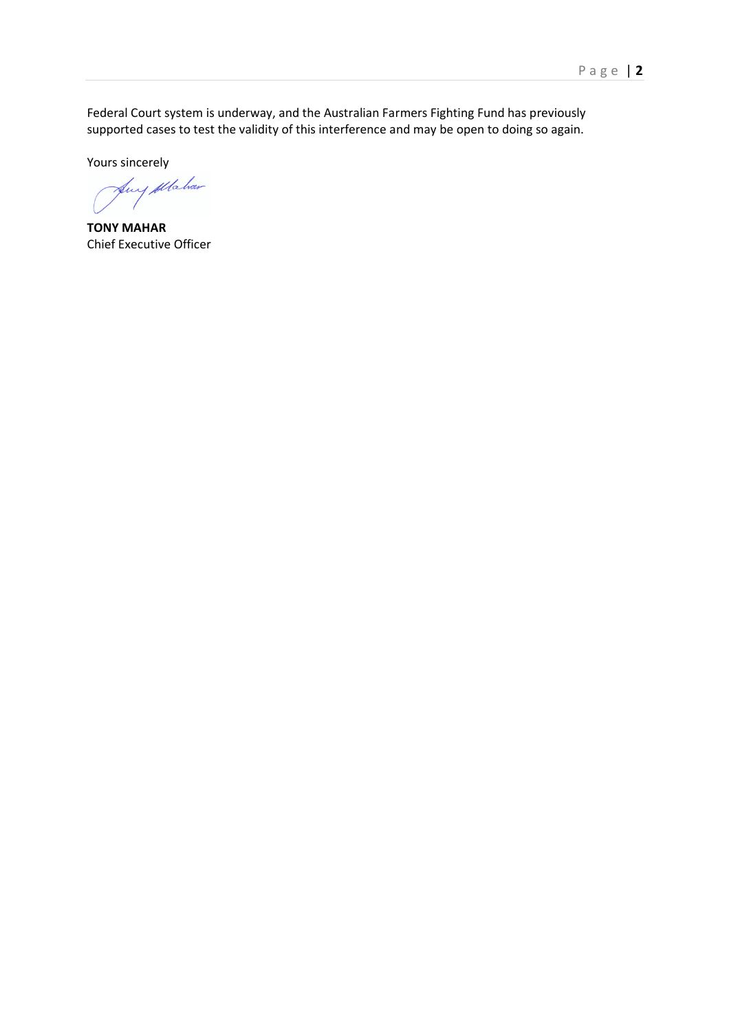Federal Court system is underway, and the Australian Farmers Fighting Fund has previously supported cases to test the validity of this interference and may be open to doing so again.

Yours sincerely

**TONY MAHAR**
Chief Executive Officer